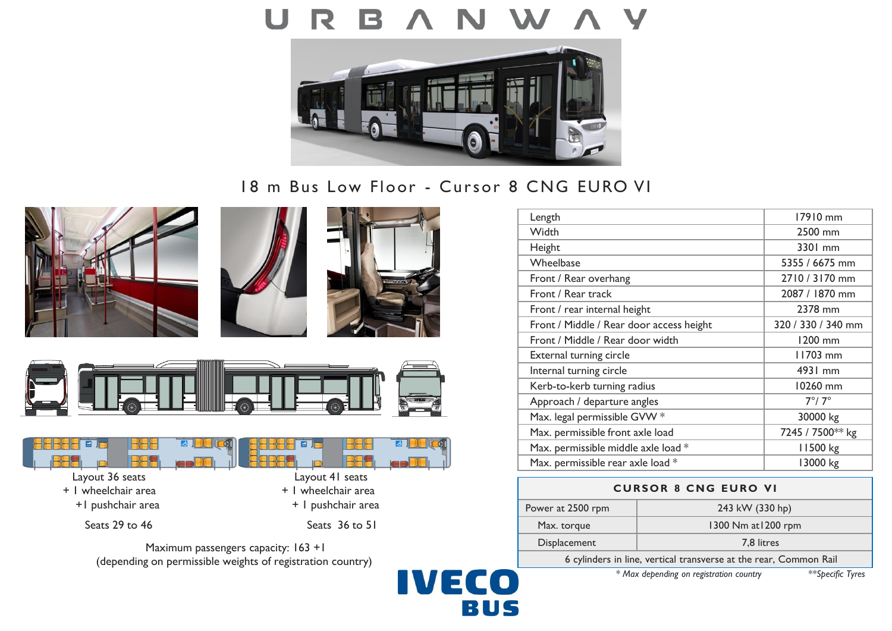# URBANWAY

## 18 m Bus Low Floor - Cursor 8 CNG EURO VI

Layout 36 seats
+ 1 wheelchair area
+1 pushchair area

Seats 29 to 46

Layout 41 seats
+ 1 wheelchair area
+ 1 pushchair area

Seats 36 to 51

Maximum passengers capacity: 163 +1
(depending on permissible weights of registration country)

| | |
|---|---|
| Length | 17910 mm |
| Width | 2500 mm |
| Height | 3301 mm |
| Wheelbase | 5355 / 6675 mm |
| Front / Rear overhang | 2710 / 3170 mm |
| Front / Rear track | 2087 / 1870 mm |
| Front / rear internal height | 2378 mm |
| Front / Middle / Rear door access height | 320 / 330 / 340 mm |
| Front / Middle / Rear door width | 1200 mm |
| External turning circle | 11703 mm |
| Internal turning circle | 4931 mm |
| Kerb-to-kerb turning radius | 10260 mm |
| Approach / departure angles | 7°/ 7° |
| Max. legal permissible GVW * | 30000 kg |
| Max. permissible front axle load | 7245 / 7500** kg |
| Max. permissible middle axle load * | 11500 kg |
| Max. permissible rear axle load * | 13000 kg |

| CURSOR 8 CNG EURO VI | |
|---|---|
| Power at 2500 rpm | 243 kW (330 hp) |
| Max. torque | 1300 Nm at1200 rpm |
| Displacement | 7,8 litres |
| 6 cylinders in line, vertical transverse at the rear, Common Rail | |

*\* Max depending on registration country* *\*\*Specific Tyres*

IVECO BUS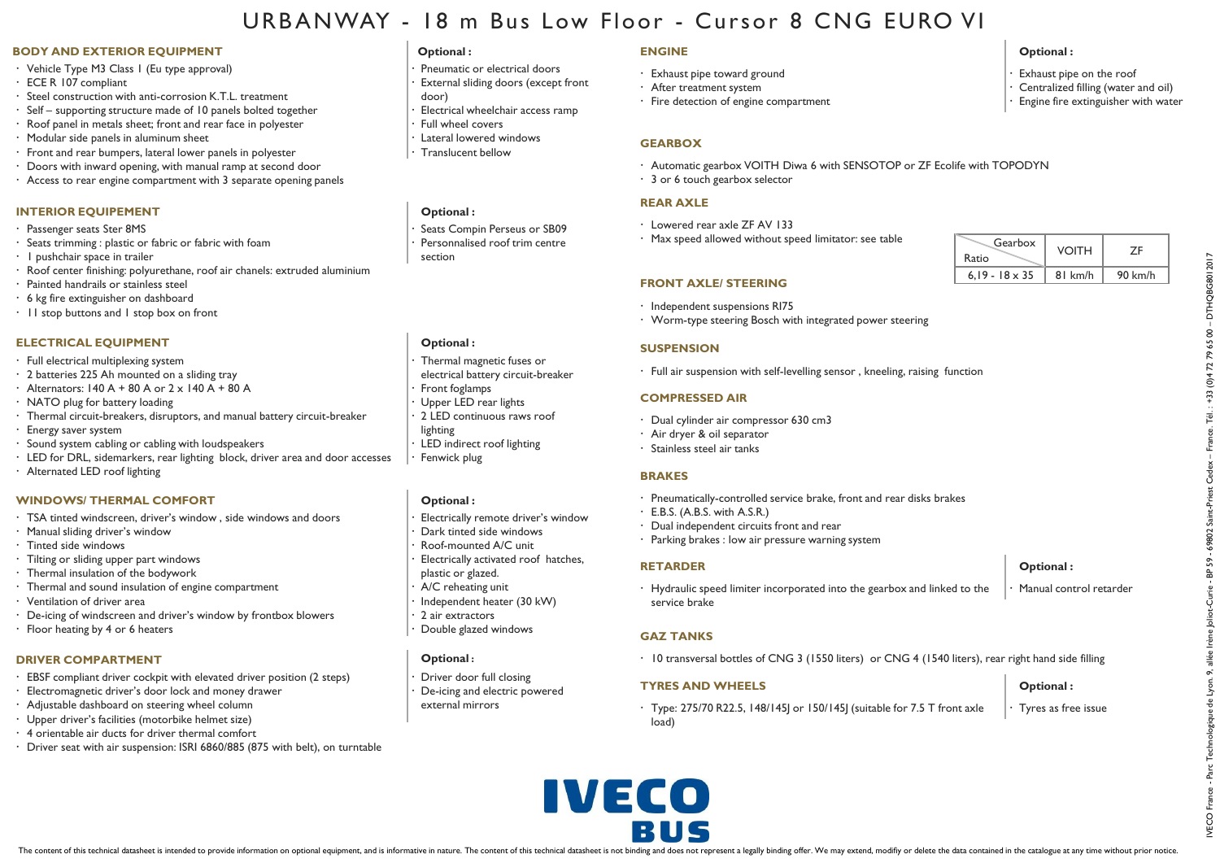# URBANWAY - 18 m Bus Low Floor - Cursor 8 CNG EURO VI

## BODY AND EXTERIOR EQUIPMENT

- Vehicle Type M3 Class I (Eu type approval)
- ECE R 107 compliant
- Steel construction with anti-corrosion K.T.L. treatment
- Self – supporting structure made of 10 panels bolted together
- Roof panel in metals sheet; front and rear face in polyester
- Modular side panels in aluminum sheet
- Front and rear bumpers, lateral lower panels in polyester
- Doors with inward opening, with manual ramp at second door
- Access to rear engine compartment with 3 separate opening panels

**Optional :**

- Pneumatic or electrical doors
- External sliding doors (except front door)
- Electrical wheelchair access ramp
- Full wheel covers
- Lateral lowered windows
- Translucent bellow

## INTERIOR EQUIPEMENT

- Passenger seats Ster 8MS
- Seats trimming : plastic or fabric or fabric with foam
- 1 pushchair space in trailer
- Roof center finishing: polyurethane, roof air chanels: extruded aluminium
- Painted handrails or stainless steel
- 6 kg fire extinguisher on dashboard
- 11 stop buttons and 1 stop box on front

**Optional :**

- Seats Compin Perseus or SB09
- Personnalised roof trim centre section

## ELECTRICAL EQUIPMENT

- Full electrical multiplexing system
- 2 batteries 225 Ah mounted on a sliding tray
- Alternators: 140 A + 80 A or 2 x 140 A + 80 A
- NATO plug for battery loading
- Thermal circuit-breakers, disruptors, and manual battery circuit-breaker
- Energy saver system
- Sound system cabling or cabling with loudspeakers
- LED for DRL, sidemarkers, rear lighting block, driver area and door accesses
- Alternated LED roof lighting

**Optional :**

- Thermal magnetic fuses or electrical battery circuit-breaker
- Front foglamps
- Upper LED rear lights
- 2 LED continuous raws roof lighting
- LED indirect roof lighting
- Fenwick plug

## WINDOWS/ THERMAL COMFORT

- TSA tinted windscreen, driver's window , side windows and doors
- Manual sliding driver's window
- Tinted side windows
- Tilting or sliding upper part windows
- Thermal insulation of the bodywork
- Thermal and sound insulation of engine compartment
- Ventilation of driver area
- De-icing of windscreen and driver's window by frontbox blowers
- Floor heating by 4 or 6 heaters

**Optional :**

- Electrically remote driver's window
- Dark tinted side windows
- Roof-mounted A/C unit
- Electrically activated roof hatches, plastic or glazed.
- A/C reheating unit
- Independent heater (30 kW)
- 2 air extractors
- Double glazed windows

## DRIVER COMPARTMENT

- EBSF compliant driver cockpit with elevated driver position (2 steps)
- Electromagnetic driver's door lock and money drawer
- Adjustable dashboard on steering wheel column
- Upper driver's facilities (motorbike helmet size)
- 4 orientable air ducts for driver thermal comfort
- Driver seat with air suspension: ISRI 6860/885 (875 with belt), on turntable

**Optional :**

- Driver door full closing
- De-icing and electric powered external mirrors

## ENGINE

- Exhaust pipe toward ground
- After treatment system
- Fire detection of engine compartment

**Optional :**

- Exhaust pipe on the roof
- Centralized filling (water and oil)
- Engine fire extinguisher with water

## GEARBOX

- Automatic gearbox VOITH Diwa 6 with SENSOTOP or ZF Ecolife with TOPODYN
- 3 or 6 touch gearbox selector

## REAR AXLE

- Lowered rear axle ZF AV 133
- Max speed allowed without speed limitator: see table

| Ratio \ Gearbox | VOITH | ZF |
|---|---|---|
| 6,19 - 18 x 35 | 81 km/h | 90 km/h |

## FRONT AXLE/ STEERING

- Independent suspensions RI75
- Worm-type steering Bosch with integrated power steering

## SUSPENSION

- Full air suspension with self-levelling sensor , kneeling, raising function

## COMPRESSED AIR

- Dual cylinder air compressor 630 cm3
- Air dryer & oil separator
- Stainless steel air tanks

## BRAKES

- Pneumatically-controlled service brake, front and rear disks brakes
- E.B.S. (A.B.S. with A.S.R.)
- Dual independent circuits front and rear
- Parking brakes : low air pressure warning system

## RETARDER

- Hydraulic speed limiter incorporated into the gearbox and linked to the service brake

**Optional :**

- Manual control retarder

## GAZ TANKS

- 10 transversal bottles of CNG 3 (1550 liters) or CNG 4 (1540 liters), rear right hand side filling

## TYRES AND WHEELS

- Type: 275/70 R22.5, 148/145J or 150/145J (suitable for 7.5 T front axle load)

**Optional :**

- Tyres as free issue

IVECO BUS

The content of this technical datasheet is intended to provide information on optional equipment, and is informative in nature. The content of this technical datasheet is not binding and does not represent a legally binding offer. We may extend, modify or delete the data contained in the catalogue at any time without prior notice.

IVECO France - Parc Technologique de Lyon, 9, allée Irène Joliot-Curie - BP 59 - 69802 Saint-Priest Cedex – France. Tél. : +33 (0)4 72 79 65 00 – DTHQBG8012017